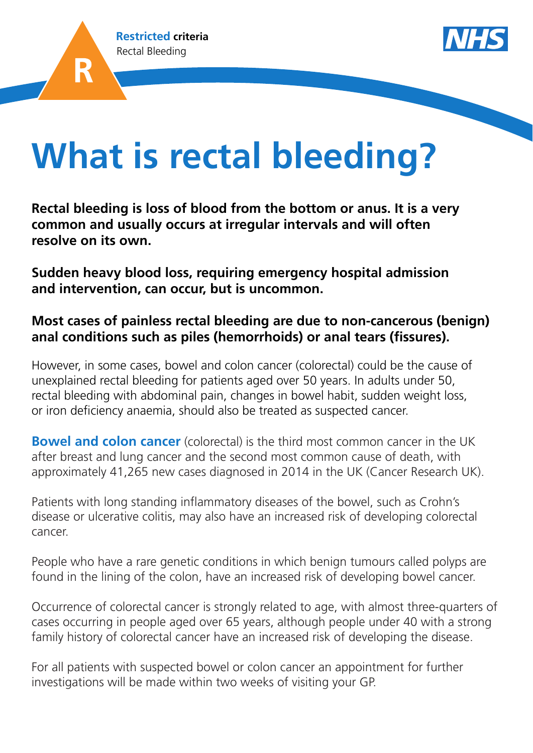**Restricted criteria**
Rectal Bleeding

# What is rectal bleeding?

**Rectal bleeding is loss of blood from the bottom or anus. It is a very common and usually occurs at irregular intervals and will often resolve on its own.**

**Sudden heavy blood loss, requiring emergency hospital admission and intervention, can occur, but is uncommon.**

**Most cases of painless rectal bleeding are due to non-cancerous (benign) anal conditions such as piles (hemorrhoids) or anal tears (fissures).**

However, in some cases, bowel and colon cancer (colorectal) could be the cause of unexplained rectal bleeding for patients aged over 50 years. In adults under 50, rectal bleeding with abdominal pain, changes in bowel habit, sudden weight loss, or iron deficiency anaemia, should also be treated as suspected cancer.

**Bowel and colon cancer** (colorectal) is the third most common cancer in the UK after breast and lung cancer and the second most common cause of death, with approximately 41,265 new cases diagnosed in 2014 in the UK (Cancer Research UK).

Patients with long standing inflammatory diseases of the bowel, such as Crohn's disease or ulcerative colitis, may also have an increased risk of developing colorectal cancer.

People who have a rare genetic conditions in which benign tumours called polyps are found in the lining of the colon, have an increased risk of developing bowel cancer.

Occurrence of colorectal cancer is strongly related to age, with almost three-quarters of cases occurring in people aged over 65 years, although people under 40 with a strong family history of colorectal cancer have an increased risk of developing the disease.

For all patients with suspected bowel or colon cancer an appointment for further investigations will be made within two weeks of visiting your GP.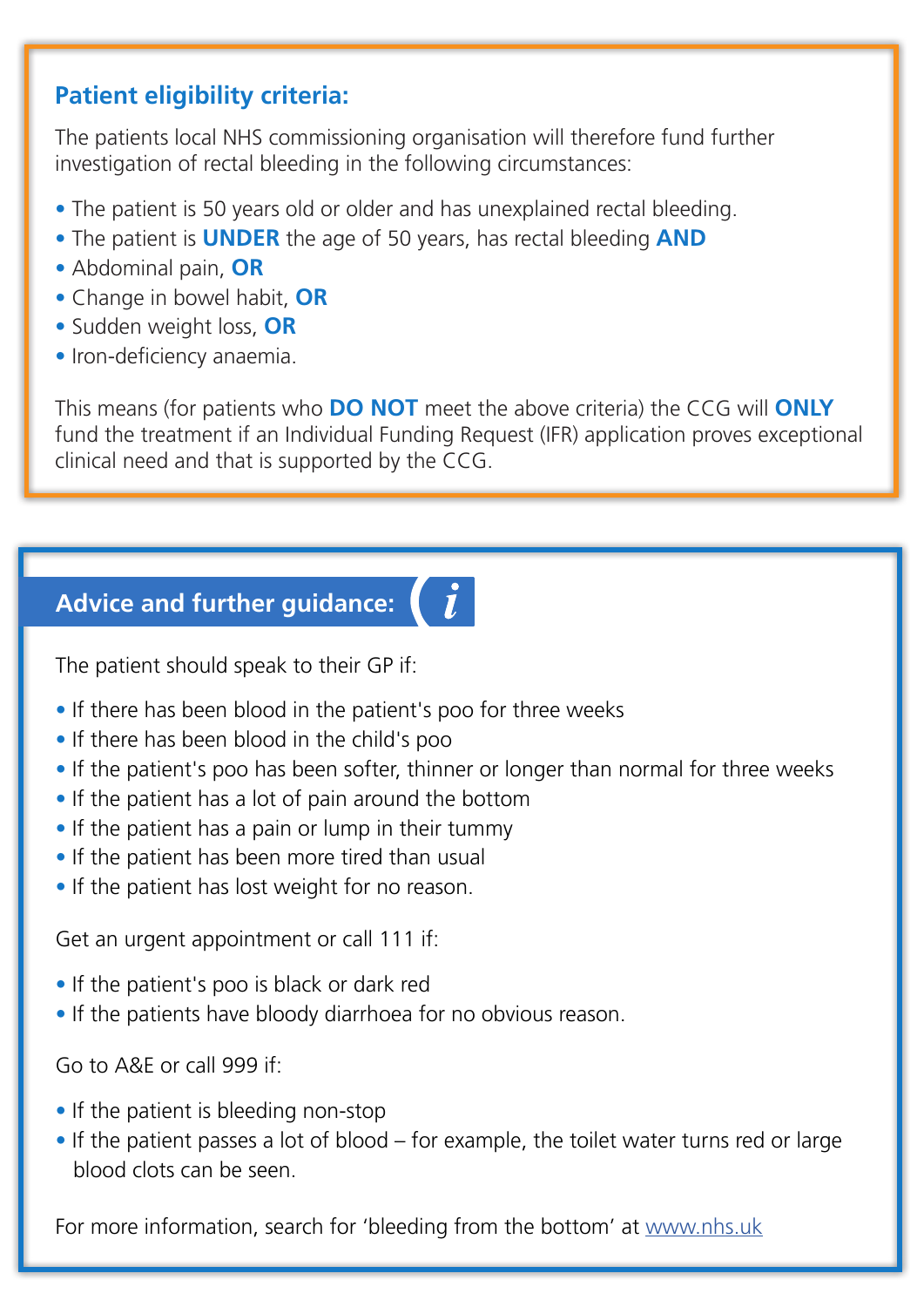## Patient eligibility criteria:

The patients local NHS commissioning organisation will therefore fund further investigation of rectal bleeding in the following circumstances:

- The patient is 50 years old or older and has unexplained rectal bleeding.
- The patient is **UNDER** the age of 50 years, has rectal bleeding **AND**
- Abdominal pain, **OR**
- Change in bowel habit, **OR**
- Sudden weight loss, **OR**
- Iron-deficiency anaemia.

This means (for patients who **DO NOT** meet the above criteria) the CCG will **ONLY** fund the treatment if an Individual Funding Request (IFR) application proves exceptional clinical need and that is supported by the CCG.

## Advice and further guidance:

The patient should speak to their GP if:

- If there has been blood in the patient's poo for three weeks
- If there has been blood in the child's poo
- If the patient's poo has been softer, thinner or longer than normal for three weeks
- If the patient has a lot of pain around the bottom
- If the patient has a pain or lump in their tummy
- If the patient has been more tired than usual
- If the patient has lost weight for no reason.

Get an urgent appointment or call 111 if:

- If the patient's poo is black or dark red
- If the patients have bloody diarrhoea for no obvious reason.

Go to A&E or call 999 if:

- If the patient is bleeding non-stop
- If the patient passes a lot of blood – for example, the toilet water turns red or large blood clots can be seen.

For more information, search for 'bleeding from the bottom' at [www.nhs.uk](http://www.nhs.uk)